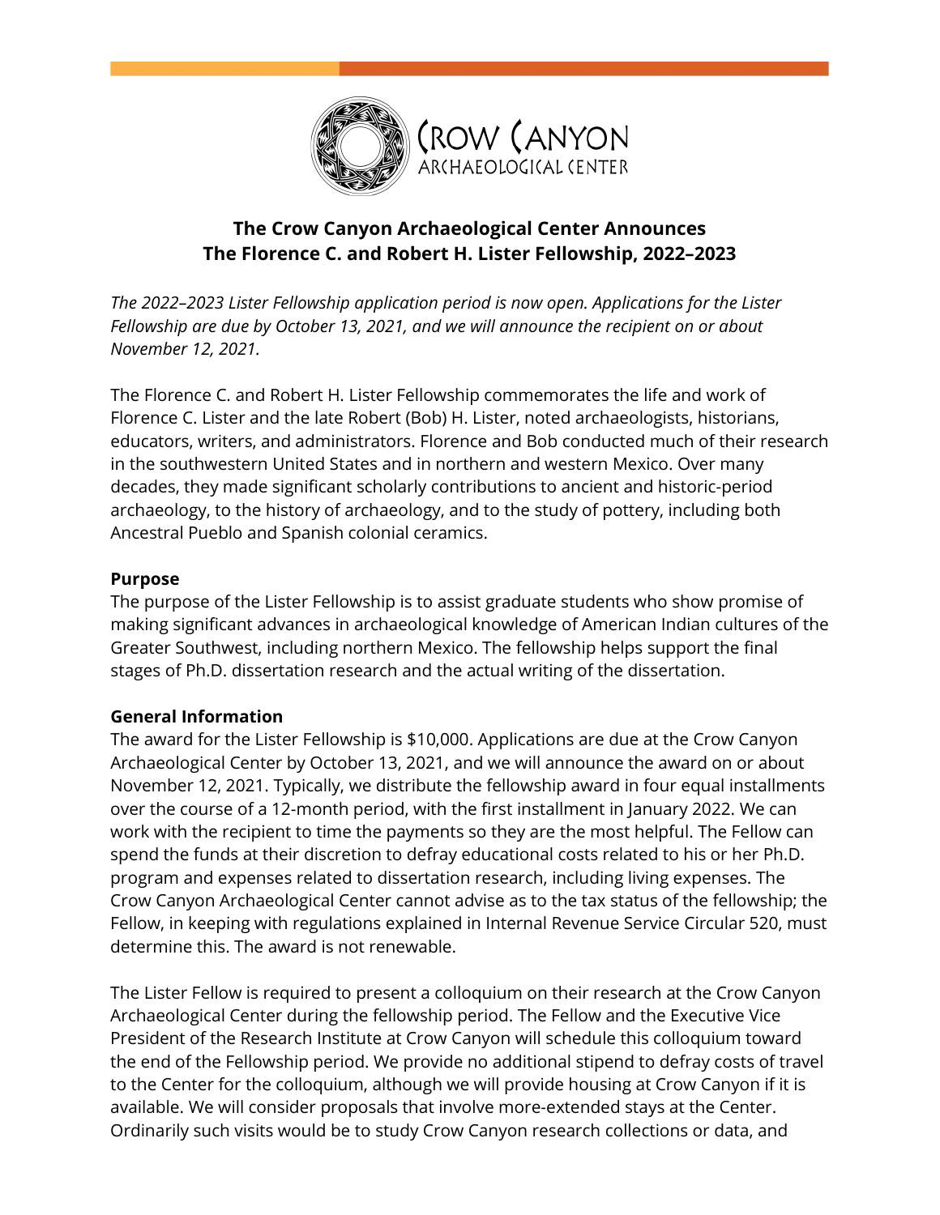# The Crow Canyon Archaeological Center Announces The Florence C. and Robert H. Lister Fellowship, 2022–2023

*The 2022–2023 Lister Fellowship application period is now open. Applications for the Lister Fellowship are due by October 13, 2021, and we will announce the recipient on or about November 12, 2021.*

The Florence C. and Robert H. Lister Fellowship commemorates the life and work of Florence C. Lister and the late Robert (Bob) H. Lister, noted archaeologists, historians, educators, writers, and administrators. Florence and Bob conducted much of their research in the southwestern United States and in northern and western Mexico. Over many decades, they made significant scholarly contributions to ancient and historic-period archaeology, to the history of archaeology, and to the study of pottery, including both Ancestral Pueblo and Spanish colonial ceramics.

**Purpose**

The purpose of the Lister Fellowship is to assist graduate students who show promise of making significant advances in archaeological knowledge of American Indian cultures of the Greater Southwest, including northern Mexico. The fellowship helps support the final stages of Ph.D. dissertation research and the actual writing of the dissertation.

**General Information**

The award for the Lister Fellowship is $10,000. Applications are due at the Crow Canyon Archaeological Center by October 13, 2021, and we will announce the award on or about November 12, 2021. Typically, we distribute the fellowship award in four equal installments over the course of a 12-month period, with the first installment in January 2022. We can work with the recipient to time the payments so they are the most helpful. The Fellow can spend the funds at their discretion to defray educational costs related to his or her Ph.D. program and expenses related to dissertation research, including living expenses. The Crow Canyon Archaeological Center cannot advise as to the tax status of the fellowship; the Fellow, in keeping with regulations explained in Internal Revenue Service Circular 520, must determine this. The award is not renewable.

The Lister Fellow is required to present a colloquium on their research at the Crow Canyon Archaeological Center during the fellowship period. The Fellow and the Executive Vice President of the Research Institute at Crow Canyon will schedule this colloquium toward the end of the Fellowship period. We provide no additional stipend to defray costs of travel to the Center for the colloquium, although we will provide housing at Crow Canyon if it is available. We will consider proposals that involve more-extended stays at the Center. Ordinarily such visits would be to study Crow Canyon research collections or data, and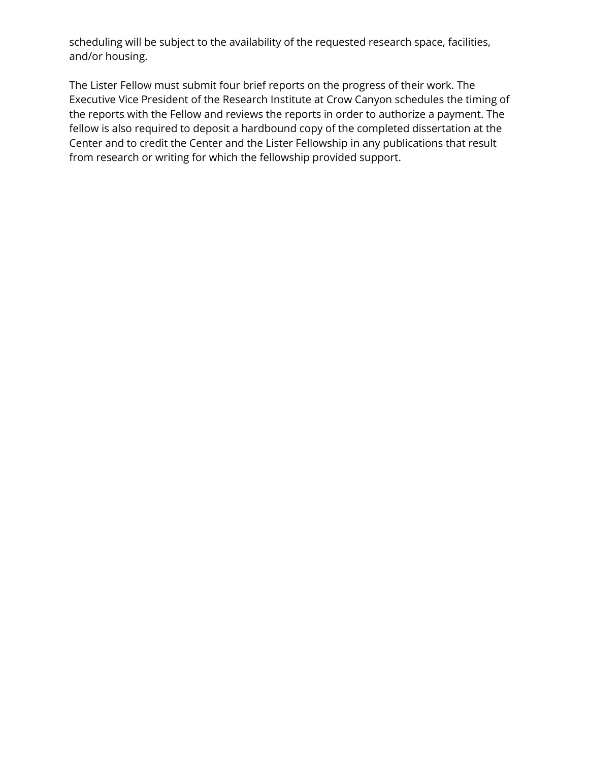scheduling will be subject to the availability of the requested research space, facilities, and/or housing.

The Lister Fellow must submit four brief reports on the progress of their work. The Executive Vice President of the Research Institute at Crow Canyon schedules the timing of the reports with the Fellow and reviews the reports in order to authorize a payment. The fellow is also required to deposit a hardbound copy of the completed dissertation at the Center and to credit the Center and the Lister Fellowship in any publications that result from research or writing for which the fellowship provided support.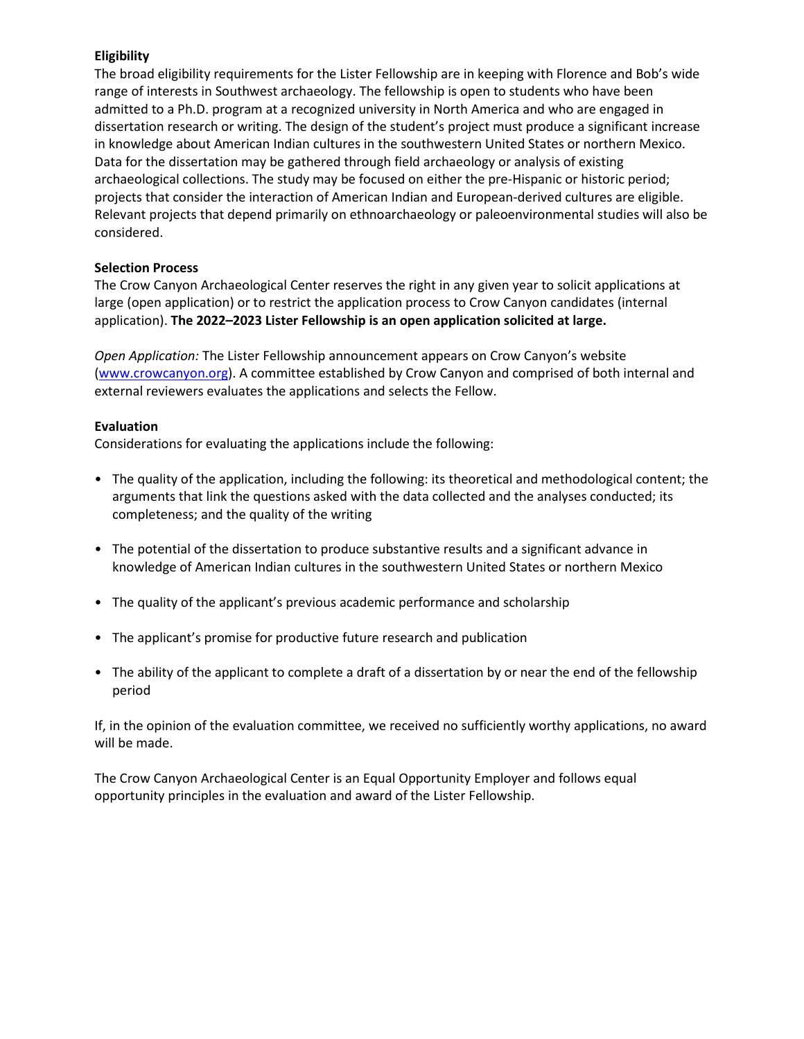**Eligibility**

The broad eligibility requirements for the Lister Fellowship are in keeping with Florence and Bob's wide range of interests in Southwest archaeology. The fellowship is open to students who have been admitted to a Ph.D. program at a recognized university in North America and who are engaged in dissertation research or writing. The design of the student's project must produce a significant increase in knowledge about American Indian cultures in the southwestern United States or northern Mexico. Data for the dissertation may be gathered through field archaeology or analysis of existing archaeological collections. The study may be focused on either the pre-Hispanic or historic period; projects that consider the interaction of American Indian and European-derived cultures are eligible. Relevant projects that depend primarily on ethnoarchaeology or paleoenvironmental studies will also be considered.

**Selection Process**

The Crow Canyon Archaeological Center reserves the right in any given year to solicit applications at large (open application) or to restrict the application process to Crow Canyon candidates (internal application). **The 2022–2023 Lister Fellowship is an open application solicited at large.**

*Open Application:* The Lister Fellowship announcement appears on Crow Canyon's website ([www.crowcanyon.org](http://www.crowcanyon.org)). A committee established by Crow Canyon and comprised of both internal and external reviewers evaluates the applications and selects the Fellow.

**Evaluation**

Considerations for evaluating the applications include the following:

- The quality of the application, including the following: its theoretical and methodological content; the arguments that link the questions asked with the data collected and the analyses conducted; its completeness; and the quality of the writing
- The potential of the dissertation to produce substantive results and a significant advance in knowledge of American Indian cultures in the southwestern United States or northern Mexico
- The quality of the applicant's previous academic performance and scholarship
- The applicant's promise for productive future research and publication
- The ability of the applicant to complete a draft of a dissertation by or near the end of the fellowship period

If, in the opinion of the evaluation committee, we received no sufficiently worthy applications, no award will be made.

The Crow Canyon Archaeological Center is an Equal Opportunity Employer and follows equal opportunity principles in the evaluation and award of the Lister Fellowship.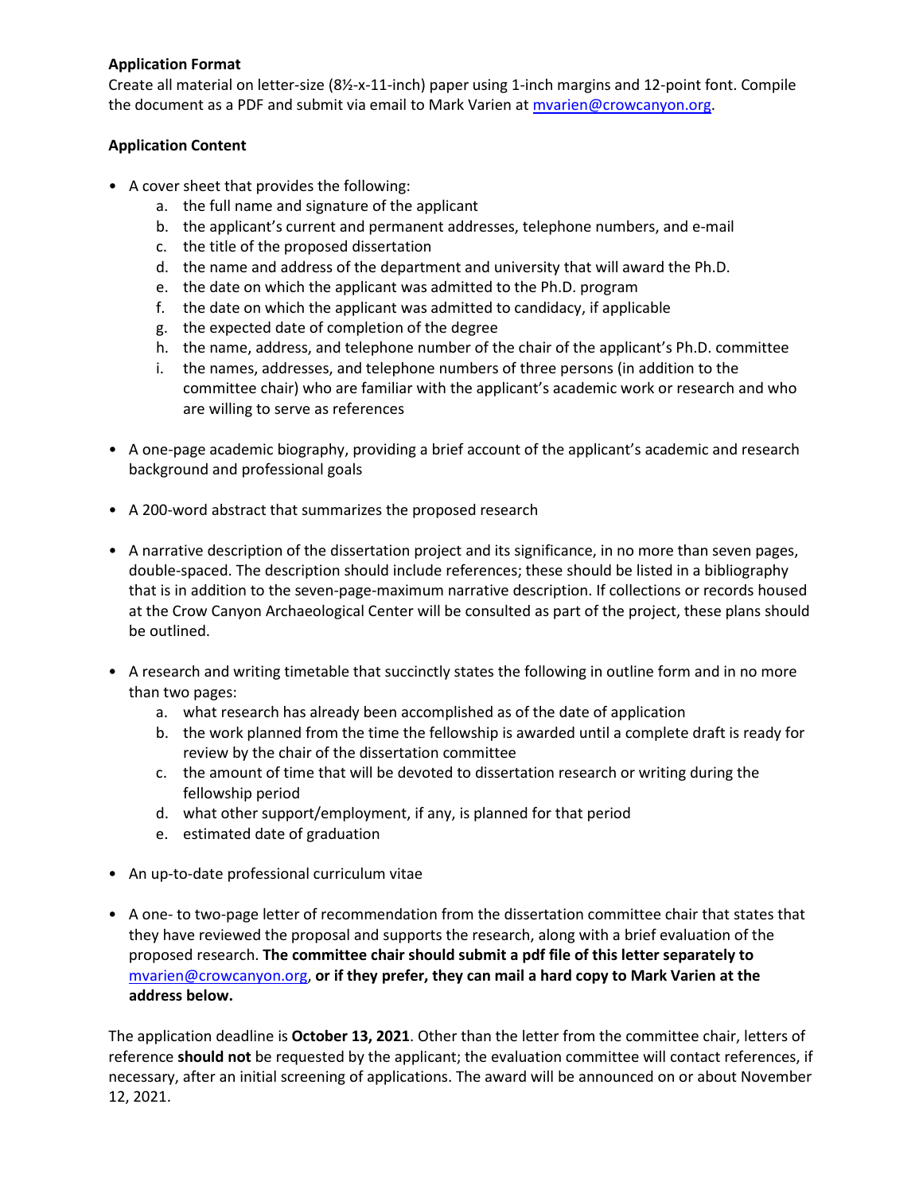**Application Format**

Create all material on letter-size (8½-x-11-inch) paper using 1-inch margins and 12-point font. Compile the document as a PDF and submit via email to Mark Varien at mvarien@crowcanyon.org.

**Application Content**

- A cover sheet that provides the following:
  a. the full name and signature of the applicant
  b. the applicant's current and permanent addresses, telephone numbers, and e-mail
  c. the title of the proposed dissertation
  d. the name and address of the department and university that will award the Ph.D.
  e. the date on which the applicant was admitted to the Ph.D. program
  f. the date on which the applicant was admitted to candidacy, if applicable
  g. the expected date of completion of the degree
  h. the name, address, and telephone number of the chair of the applicant's Ph.D. committee
  i. the names, addresses, and telephone numbers of three persons (in addition to the committee chair) who are familiar with the applicant's academic work or research and who are willing to serve as references

- A one-page academic biography, providing a brief account of the applicant's academic and research background and professional goals

- A 200-word abstract that summarizes the proposed research

- A narrative description of the dissertation project and its significance, in no more than seven pages, double-spaced. The description should include references; these should be listed in a bibliography that is in addition to the seven-page-maximum narrative description. If collections or records housed at the Crow Canyon Archaeological Center will be consulted as part of the project, these plans should be outlined.

- A research and writing timetable that succinctly states the following in outline form and in no more than two pages:
  a. what research has already been accomplished as of the date of application
  b. the work planned from the time the fellowship is awarded until a complete draft is ready for review by the chair of the dissertation committee
  c. the amount of time that will be devoted to dissertation research or writing during the fellowship period
  d. what other support/employment, if any, is planned for that period
  e. estimated date of graduation

- An up-to-date professional curriculum vitae

- A one- to two-page letter of recommendation from the dissertation committee chair that states that they have reviewed the proposal and supports the research, along with a brief evaluation of the proposed research. **The committee chair should submit a pdf file of this letter separately to mvarien@crowcanyon.org, or if they prefer, they can mail a hard copy to Mark Varien at the address below.**

The application deadline is **October 13, 2021**. Other than the letter from the committee chair, letters of reference **should not** be requested by the applicant; the evaluation committee will contact references, if necessary, after an initial screening of applications. The award will be announced on or about November 12, 2021.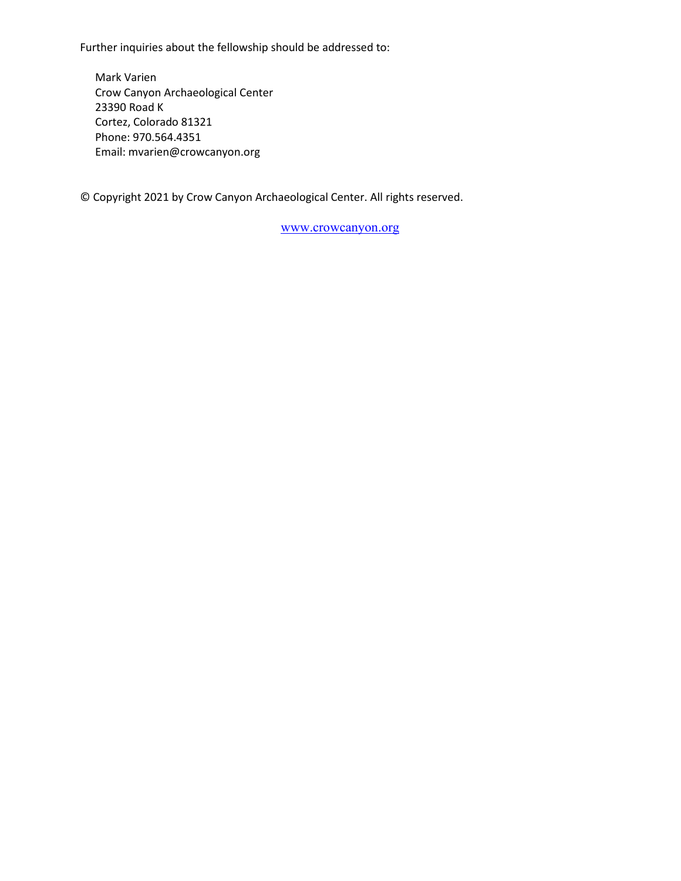Further inquiries about the fellowship should be addressed to:

Mark Varien  
Crow Canyon Archaeological Center  
23390 Road K  
Cortez, Colorado 81321  
Phone: 970.564.4351  
Email: mvarien@crowcanyon.org

© Copyright 2021 by Crow Canyon Archaeological Center. All rights reserved.

www.crowcanyon.org